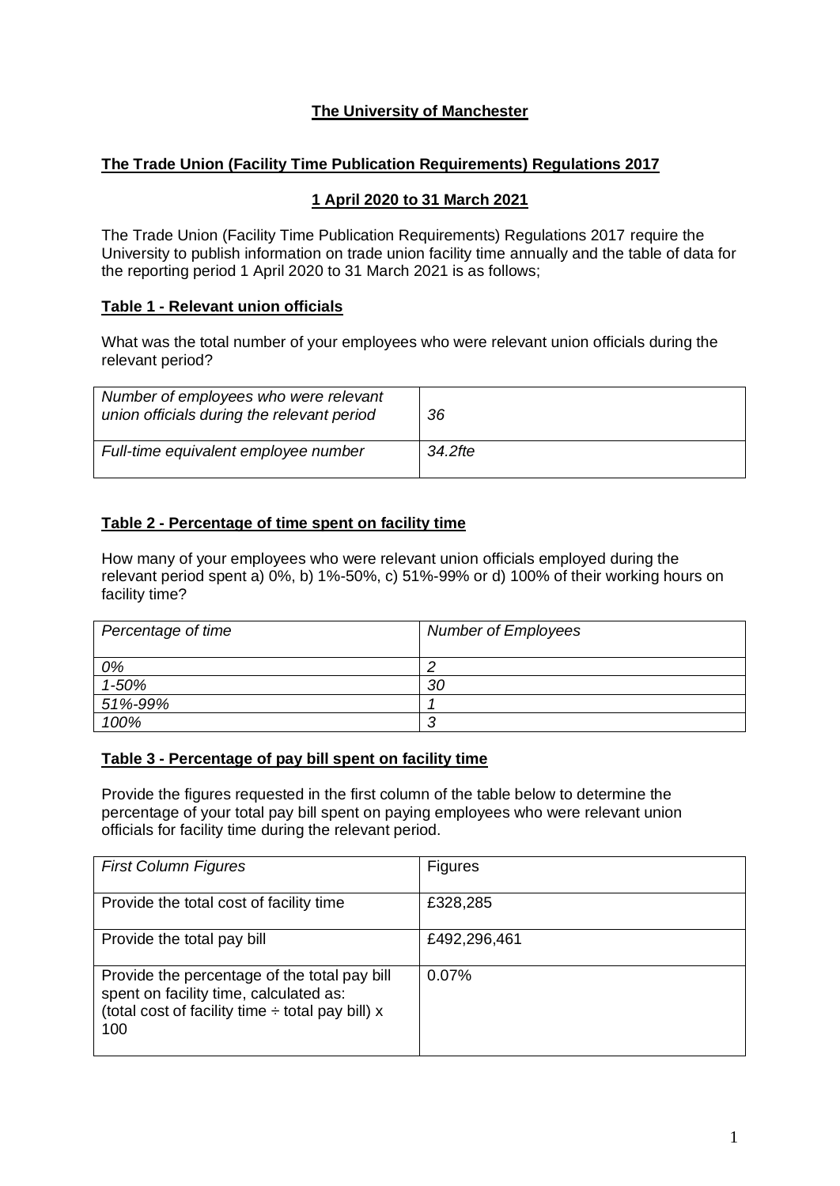**The University of Manchester**

**The Trade Union (Facility Time Publication Requirements) Regulations 2017**

**1 April 2020 to 31 March 2021**

The Trade Union (Facility Time Publication Requirements) Regulations 2017 require the University to publish information on trade union facility time annually and the table of data for the reporting period 1 April 2020 to 31 March 2021 is as follows;

**Table 1 - Relevant union officials**

What was the total number of your employees who were relevant union officials during the relevant period?

| *Number of employees who were relevant union officials during the relevant period* | *36* |
|---|---|
| *Full-time equivalent employee number* | *34.2fte* |

**Table 2 - Percentage of time spent on facility time**

How many of your employees who were relevant union officials employed during the relevant period spent a) 0%, b) 1%-50%, c) 51%-99% or d) 100% of their working hours on facility time?

| *Percentage of time* | *Number of Employees* |
|---|---|
| *0%* | *2* |
| *1-50%* | *30* |
| *51%-99%* | *1* |
| *100%* | *3* |

**Table 3 - Percentage of pay bill spent on facility time**

Provide the figures requested in the first column of the table below to determine the percentage of your total pay bill spent on paying employees who were relevant union officials for facility time during the relevant period.

| *First Column Figures* | Figures |
|---|---|
| Provide the total cost of facility time | £328,285 |
| Provide the total pay bill | £492,296,461 |
| Provide the percentage of the total pay bill spent on facility time, calculated as: (total cost of facility time ÷ total pay bill) x 100 | 0.07% |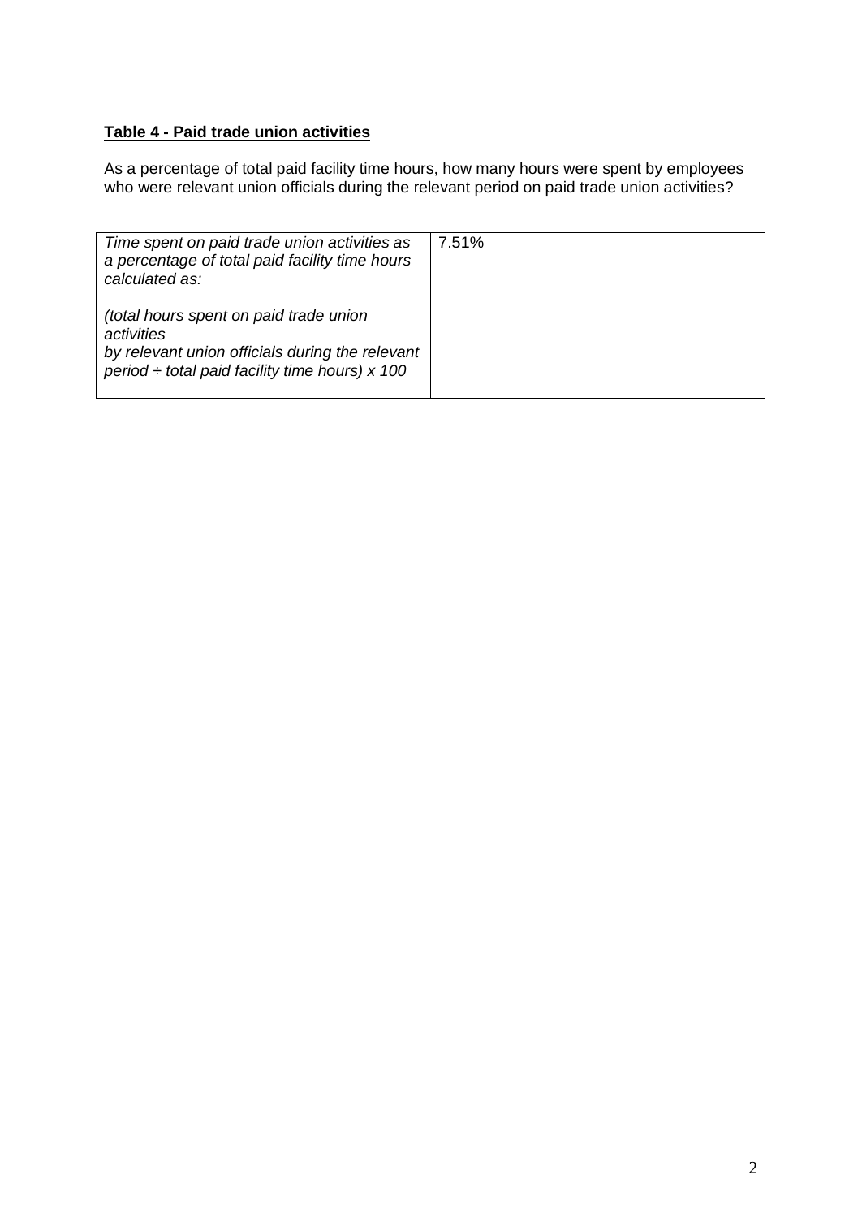**Table 4 - Paid trade union activities**

As a percentage of total paid facility time hours, how many hours were spent by employees who were relevant union officials during the relevant period on paid trade union activities?

| | |
|---|---|
| *Time spent on paid trade union activities as a percentage of total paid facility time hours calculated as:*<br><br>*(total hours spent on paid trade union activities by relevant union officials during the relevant period ÷ total paid facility time hours) x 100* | 7.51% |